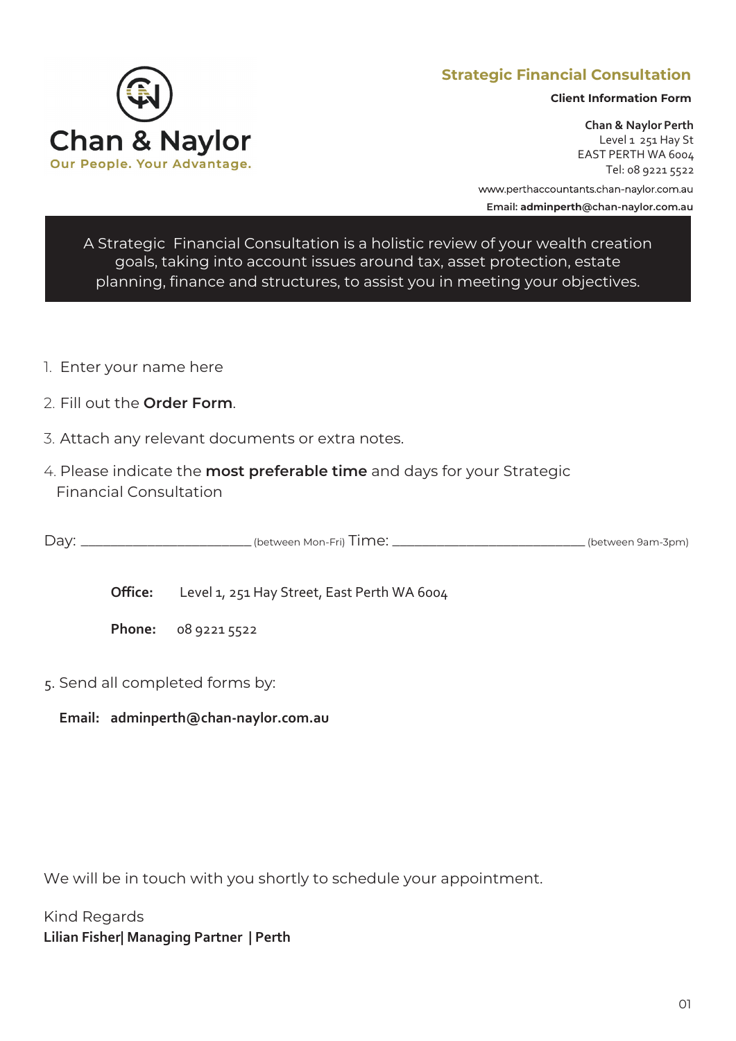**Chan & Naylor**
Our People. Your Advantage.

## Strategic Financial Consultation

**Client Information Form**

**Chan & Naylor Perth**
Level 1 251 Hay St
EAST PERTH WA 6004
Tel: 08 9221 5522

www.perthaccountants.chan-naylor.com.au
Email: **adminperth@chan-naylor.com.au**

A Strategic Financial Consultation is a holistic review of your wealth creation goals, taking into account issues around tax, asset protection, estate planning, finance and structures, to assist you in meeting your objectives.

1. Enter your name here
2. Fill out the **Order Form**.
3. Attach any relevant documents or extra notes.
4. Please indicate the **most preferable time** and days for your Strategic Financial Consultation

Day: ________________________ (between Mon-Fri) Time: ____________________________ (between 9am-3pm)

**Office:** Level 1, 251 Hay Street, East Perth WA 6004

**Phone:** 08 9221 5522

5. Send all completed forms by:

**Email: adminperth@chan-naylor.com.au**

We will be in touch with you shortly to schedule your appointment.

Kind Regards
**Lilian Fisher| Managing Partner | Perth**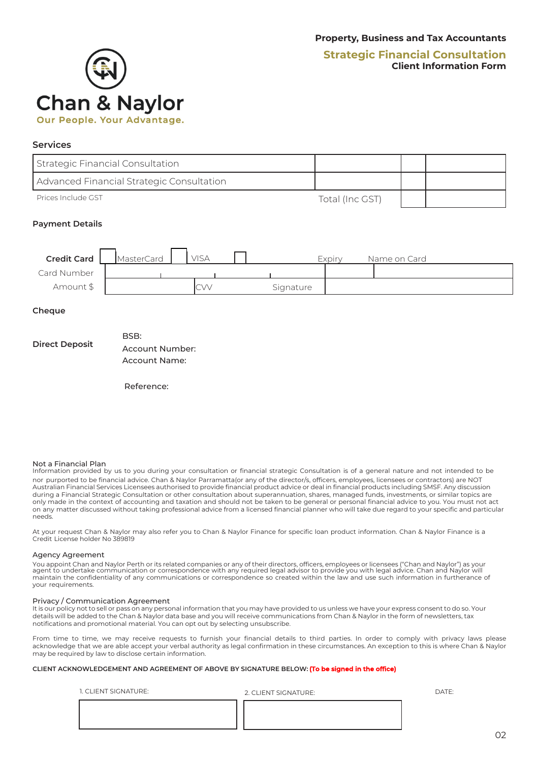**Property, Business and Tax Accountants**

**Strategic Financial Consultation**
**Client Information Form**

Chan & Naylor
Our People. Your Advantage.

## Services

| Strategic Financial Consultation | | | |
|---|---|---|---|
| Advanced Financial Strategic Consultation | | | |
| Prices Include GST | Total (Inc GST) | | |

## Payment Details

| **Credit Card** | ☐ MasterCard | ☐ VISA | ☐ | Expiry | Name on Card |
|---|---|---|---|---|---|
| Card Number | | | | | |
| Amount $ | | CVV | Signature | | |

**Cheque**

**Direct Deposit**

BSB:
Account Number:
Account Name:

Reference:

Not a Financial Plan
Information provided by us to you during your consultation or financial strategic Consultation is of a general nature and not intended to be nor purported to be financial advice. Chan & Naylor Parramatta(or any of the director/s, officers, employees, licensees or contractors) are NOT Australian Financial Services Licensees authorised to provide financial product advice or deal in financial products including SMSF. Any discussion during a Financial Strategic Consultation or other consultation about superannuation, shares, managed funds, investments, or similar topics are only made in the context of accounting and taxation and should not be taken to be general or personal financial advice to you. You must not act on any matter discussed without taking professional advice from a licensed financial planner who will take due regard to your specific and particular needs.

At your request Chan & Naylor may also refer you to Chan & Naylor Finance for specific loan product information. Chan & Naylor Finance is a Credit License holder No 389819

Agency Agreement
You appoint Chan and Naylor Perth or its related companies or any of their directors, officers, employees or licensees ("Chan and Naylor") as your agent to undertake communication or correspondence with any required legal advisor to provide you with legal advice. Chan and Naylor will maintain the confidentiality of any communications or correspondence so created within the law and use such information in furtherance of your requirements.

Privacy / Communication Agreement
It is our policy not to sell or pass on any personal information that you may have provided to us unless we have your express consent to do so. Your details will be added to the Chan & Naylor data base and you will receive communications from Chan & Naylor in the form of newsletters, tax notifications and promotional material. You can opt out by selecting unsubscribe.

From time to time, we may receive requests to furnish your financial details to third parties. In order to comply with privacy laws please acknowledge that we are able accept your verbal authority as legal confirmation in these circumstances. An exception to this is where Chan & Naylor may be required by law to disclose certain information.

**CLIENT ACKNOWLEDGEMENT AND AGREEMENT OF ABOVE BY SIGNATURE BELOW: (To be signed in the office)**

| 1. CLIENT SIGNATURE: | 2. CLIENT SIGNATURE: | DATE: |
|---|---|---|
| | | |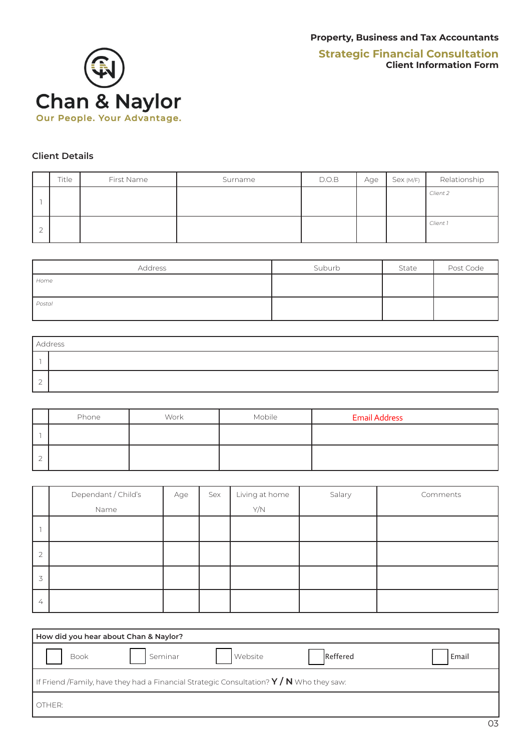Property, Business and Tax Accountants

**Strategic Financial Consultation**

**Client Information Form**

Chan & Naylor

Our People. Your Advantage.

### Client Details

| | Title | First Name | Surname | D.O.B | Age | Sex (M/F) | Relationship |
|---|---|---|---|---|---|---|---|
| 1 | | | | | | | *Client 2* |
| 2 | | | | | | | *Client 1* |

| Address | Suburb | State | Post Code |
|---|---|---|---|
| *Home* | | | |
| *Postal* | | | |

| Address | |
|---|---|
| 1 | |
| 2 | |

| | Phone | Work | Mobile | Email Address |
|---|---|---|---|---|
| 1 | | | | |
| 2 | | | | |

| | Dependant / Child's Name | Age | Sex | Living at home Y/N | Salary | Comments |
|---|---|---|---|---|---|---|
| 1 | | | | | | |
| 2 | | | | | | |
| 3 | | | | | | |
| 4 | | | | | | |

| **How did you hear about Chan & Naylor?** | | | | |
|---|---|---|---|---|
| ☐ Book | ☐ Seminar | ☐ Website | ☐ Reffered | ☐ Email |
| If Friend /Family, have they had a Financial Strategic Consultation? **Y / N** Who they saw: | | | | |
| OTHER: | | | | |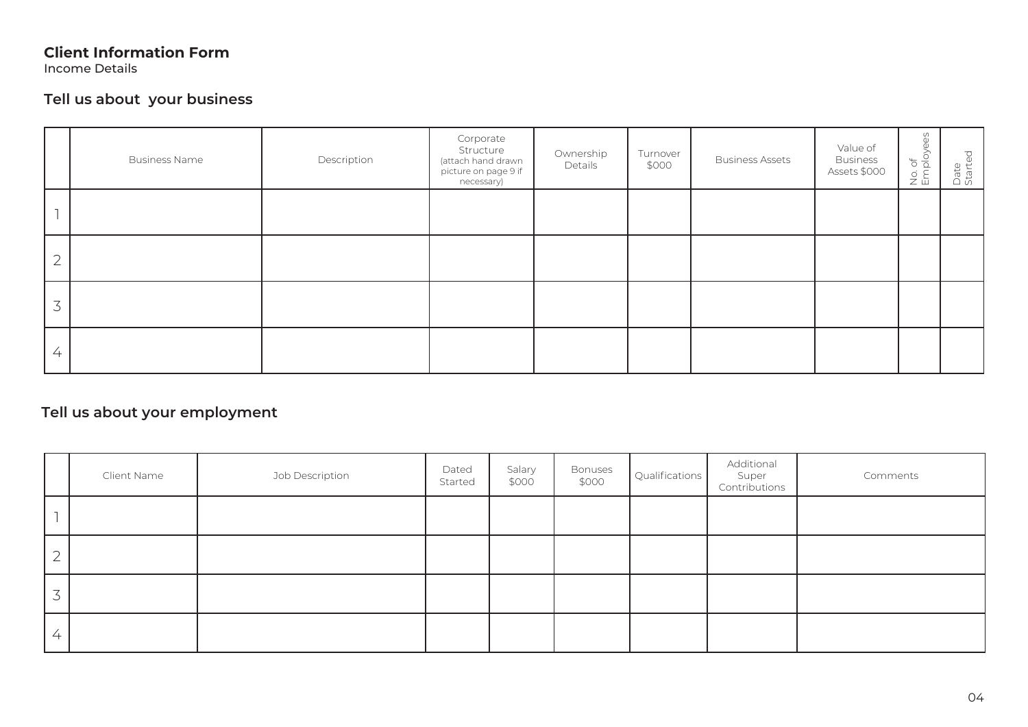**Client Information Form**
Income Details

## Tell us about your business

| | Business Name | Description | Corporate Structure (attach hand drawn picture on page 9 if necessary) | Ownership Details | Turnover $000 | Business Assets | Value of Business Assets $000 | No. of Employees | Date Started |
|---|---|---|---|---|---|---|---|---|---|
| 1 | | | | | | | | | |
| 2 | | | | | | | | | |
| 3 | | | | | | | | | |
| 4 | | | | | | | | | |

## Tell us about your employment

| | Client Name | Job Description | Dated Started | Salary $000 | Bonuses $000 | Qualifications | Additional Super Contributions | Comments |
|---|---|---|---|---|---|---|---|---|
| 1 | | | | | | | | |
| 2 | | | | | | | | |
| 3 | | | | | | | | |
| 4 | | | | | | | | |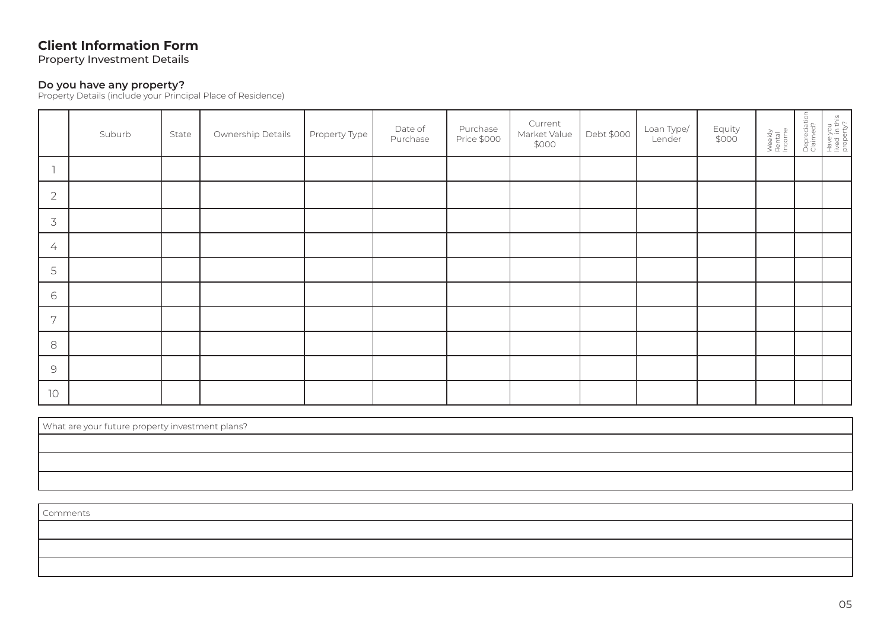# Client Information Form

Property Investment Details

## Do you have any property?

Property Details (include your Principal Place of Residence)

| | Suburb | State | Ownership Details | Property Type | Date of Purchase | Purchase Price $000 | Current Market Value $000 | Debt $000 | Loan Type/ Lender | Equity $000 | Weekly Rental Income | Depreciation Claimed? | Have you lived in this property? |
|---|---|---|---|---|---|---|---|---|---|---|---|---|---|
| 1 | | | | | | | | | | | | | |
| 2 | | | | | | | | | | | | | |
| 3 | | | | | | | | | | | | | |
| 4 | | | | | | | | | | | | | |
| 5 | | | | | | | | | | | | | |
| 6 | | | | | | | | | | | | | |
| 7 | | | | | | | | | | | | | |
| 8 | | | | | | | | | | | | | |
| 9 | | | | | | | | | | | | | |
| 10 | | | | | | | | | | | | | |

| What are your future property investment plans? |
|---|
| |
| |
| |

| Comments |
|---|
| |
| |
| |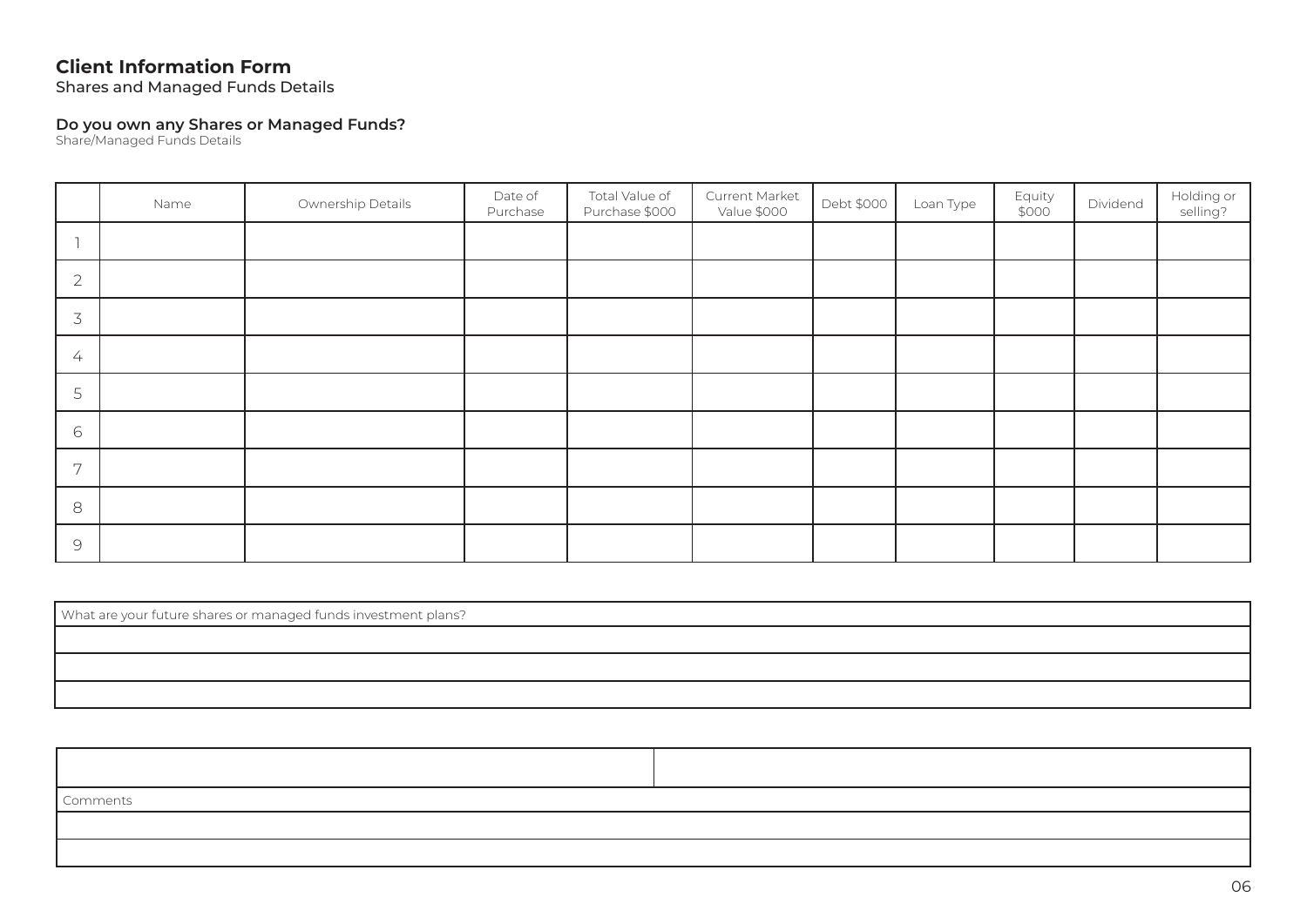# Client Information Form

Shares and Managed Funds Details

## Do you own any Shares or Managed Funds?

Share/Managed Funds Details

| | Name | Ownership Details | Date of Purchase | Total Value of Purchase $000 | Current Market Value $000 | Debt $000 | Loan Type | Equity $000 | Dividend | Holding or selling? |
|---|---|---|---|---|---|---|---|---|---|---|
| 1 | | | | | | | | | | |
| 2 | | | | | | | | | | |
| 3 | | | | | | | | | | |
| 4 | | | | | | | | | | |
| 5 | | | | | | | | | | |
| 6 | | | | | | | | | | |
| 7 | | | | | | | | | | |
| 8 | | | | | | | | | | |
| 9 | | | | | | | | | | |

| What are your future shares or managed funds investment plans? |
|---|
| |
| |
| |

| | |
|---|---|
| | |

| Comments |
|---|
| |
| |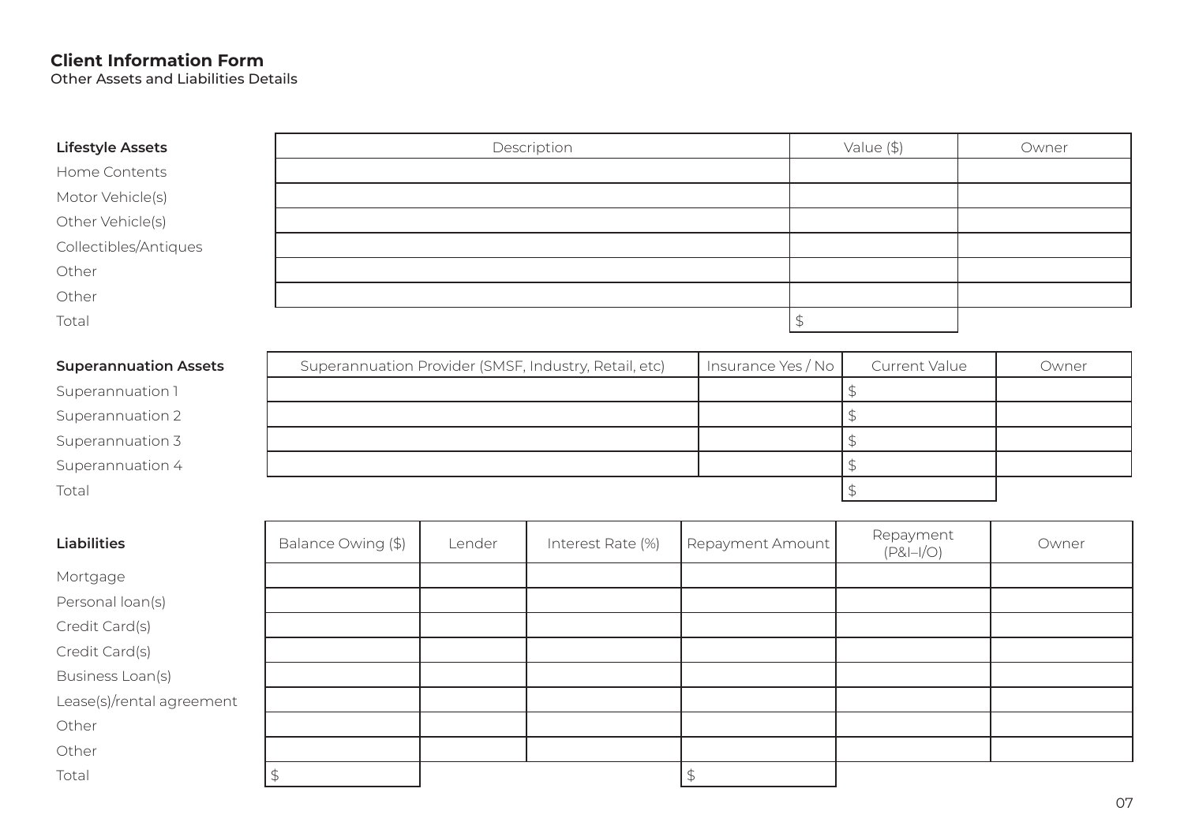# Client Information Form

Other Assets and Liabilities Details

| Lifestyle Assets | Description | Value ($) | Owner |
|---|---|---|---|
| Home Contents | | | |
| Motor Vehicle(s) | | | |
| Other Vehicle(s) | | | |
| Collectibles/Antiques | | | |
| Other | | | |
| Other | | | |
| Total | | $ | |

| Superannuation Assets | Superannuation Provider (SMSF, Industry, Retail, etc) | Insurance Yes / No | Current Value | Owner |
|---|---|---|---|---|
| Superannuation 1 | | | $ | |
| Superannuation 2 | | | $ | |
| Superannuation 3 | | | $ | |
| Superannuation 4 | | | $ | |
| Total | | | $ | |

| Liabilities | Balance Owing ($) | Lender | Interest Rate (%) | Repayment Amount | Repayment (P&I–I/O) | Owner |
|---|---|---|---|---|---|---|
| Mortgage | | | | | | |
| Personal loan(s) | | | | | | |
| Credit Card(s) | | | | | | |
| Credit Card(s) | | | | | | |
| Business Loan(s) | | | | | | |
| Lease(s)/rental agreement | | | | | | |
| Other | | | | | | |
| Other | | | | | | |
| Total | $ | | | $ | | |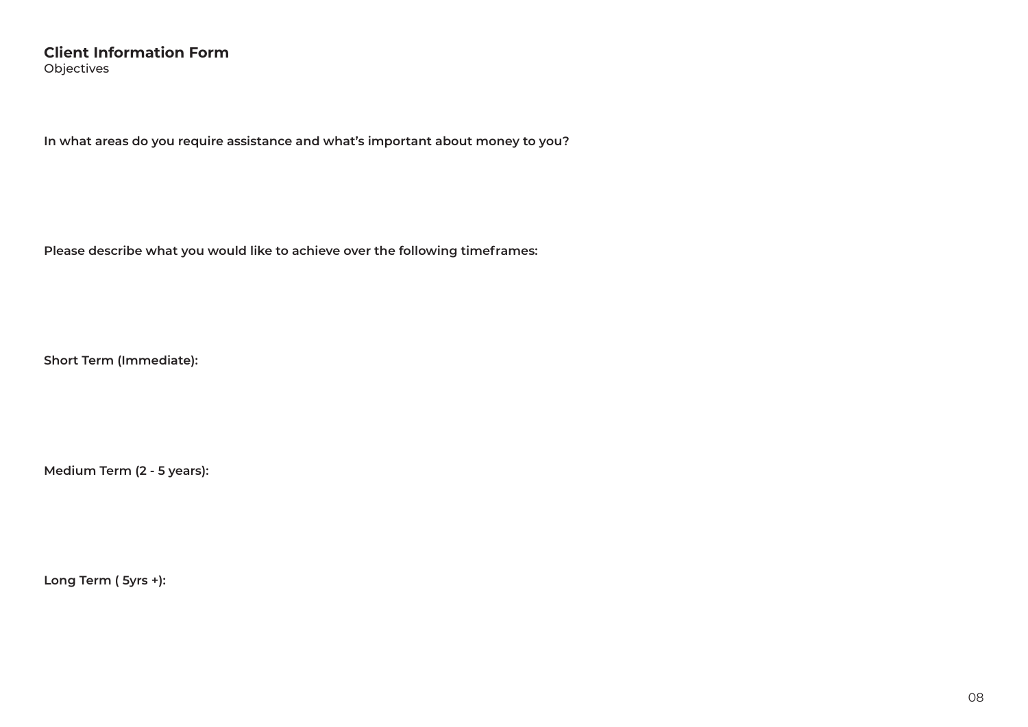# Client Information Form

Objectives

**In what areas do you require assistance and what's important about money to you?**

**Please describe what you would like to achieve over the following timeframes:**

**Short Term (Immediate):**

**Medium Term (2 - 5 years):**

**Long Term ( 5yrs +):**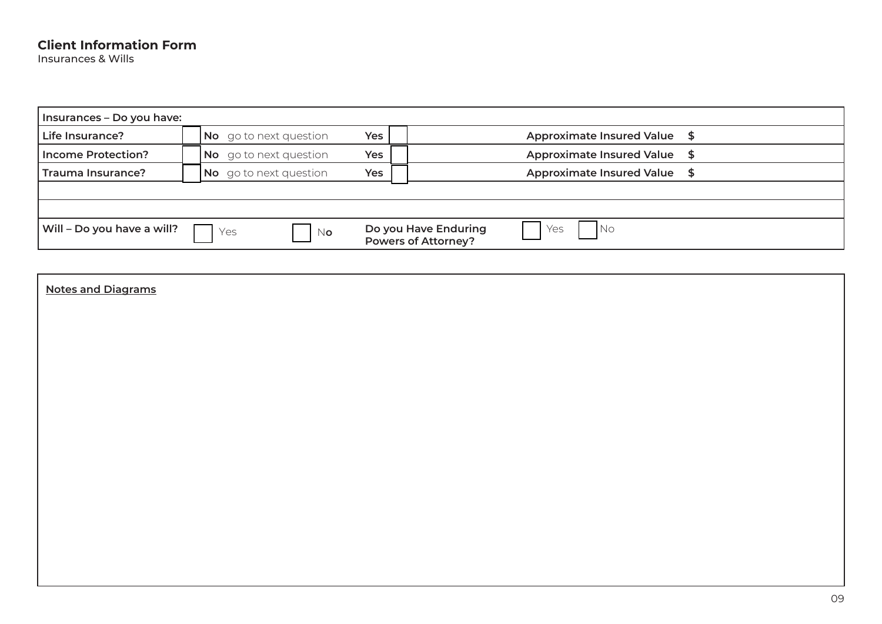**Client Information Form**
Insurances & Wills

| Insurances – Do you have: | | | | | |
|---|---|---|---|---|---|
| **Life Insurance?** | ☐ | **No** go to next question | **Yes** ☐ | **Approximate Insured Value** | **$** |
| **Income Protection?** | ☐ | **No** go to next question | **Yes** ☐ | **Approximate Insured Value** | **$** |
| **Trauma Insurance?** | ☐ | **No** go to next question | **Yes** ☐ | **Approximate Insured Value** | **$** |
| | | | | | |
| | | | | | |
| **Will – Do you have a will?** | ☐ Yes | ☐ No | **Do you Have Enduring Powers of Attorney?** | ☐ Yes ☐ No | |

**Notes and Diagrams**